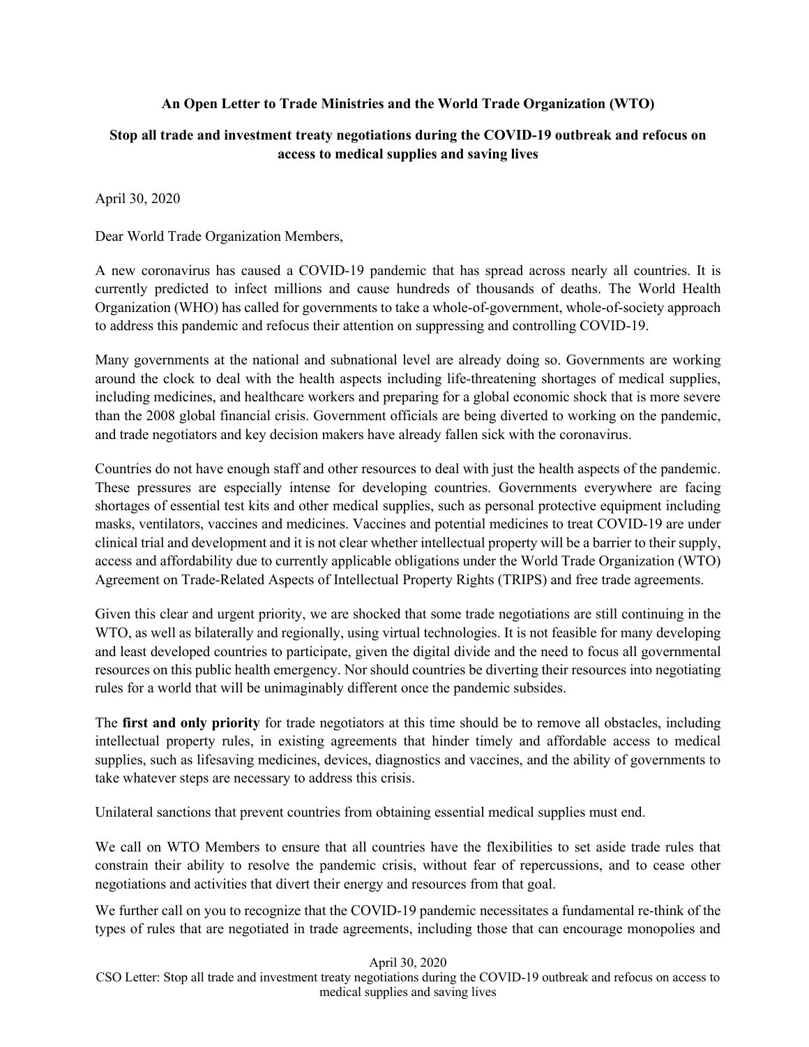**An Open Letter to Trade Ministries and the World Trade Organization (WTO)**

**Stop all trade and investment treaty negotiations during the COVID-19 outbreak and refocus on access to medical supplies and saving lives**

April 30, 2020

Dear World Trade Organization Members,

A new coronavirus has caused a COVID-19 pandemic that has spread across nearly all countries. It is currently predicted to infect millions and cause hundreds of thousands of deaths. The World Health Organization (WHO) has called for governments to take a whole-of-government, whole-of-society approach to address this pandemic and refocus their attention on suppressing and controlling COVID-19.

Many governments at the national and subnational level are already doing so. Governments are working around the clock to deal with the health aspects including life-threatening shortages of medical supplies, including medicines, and healthcare workers and preparing for a global economic shock that is more severe than the 2008 global financial crisis. Government officials are being diverted to working on the pandemic, and trade negotiators and key decision makers have already fallen sick with the coronavirus.

Countries do not have enough staff and other resources to deal with just the health aspects of the pandemic. These pressures are especially intense for developing countries. Governments everywhere are facing shortages of essential test kits and other medical supplies, such as personal protective equipment including masks, ventilators, vaccines and medicines. Vaccines and potential medicines to treat COVID-19 are under clinical trial and development and it is not clear whether intellectual property will be a barrier to their supply, access and affordability due to currently applicable obligations under the World Trade Organization (WTO) Agreement on Trade-Related Aspects of Intellectual Property Rights (TRIPS) and free trade agreements.

Given this clear and urgent priority, we are shocked that some trade negotiations are still continuing in the WTO, as well as bilaterally and regionally, using virtual technologies. It is not feasible for many developing and least developed countries to participate, given the digital divide and the need to focus all governmental resources on this public health emergency. Nor should countries be diverting their resources into negotiating rules for a world that will be unimaginably different once the pandemic subsides.

The **first and only priority** for trade negotiators at this time should be to remove all obstacles, including intellectual property rules, in existing agreements that hinder timely and affordable access to medical supplies, such as lifesaving medicines, devices, diagnostics and vaccines, and the ability of governments to take whatever steps are necessary to address this crisis.

Unilateral sanctions that prevent countries from obtaining essential medical supplies must end.

We call on WTO Members to ensure that all countries have the flexibilities to set aside trade rules that constrain their ability to resolve the pandemic crisis, without fear of repercussions, and to cease other negotiations and activities that divert their energy and resources from that goal.

We further call on you to recognize that the COVID-19 pandemic necessitates a fundamental re-think of the types of rules that are negotiated in trade agreements, including those that can encourage monopolies and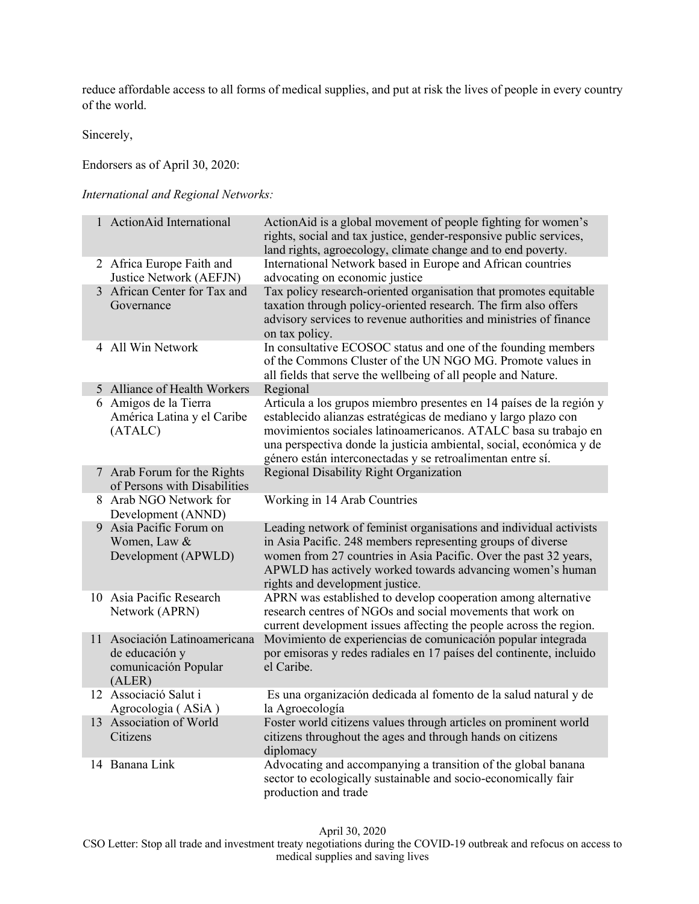reduce affordable access to all forms of medical supplies, and put at risk the lives of people in every country of the world.

Sincerely,

Endorsers as of April 30, 2020:

*International and Regional Networks:*

| # | Organization | Description |
|---|---|---|
| 1 | ActionAid International | ActionAid is a global movement of people fighting for women's rights, social and tax justice, gender-responsive public services, land rights, agroecology, climate change and to end poverty. |
| 2 | Africa Europe Faith and Justice Network (AEFJN) | International Network based in Europe and African countries advocating on economic justice |
| 3 | African Center for Tax and Governance | Tax policy research-oriented organisation that promotes equitable taxation through policy-oriented research. The firm also offers advisory services to revenue authorities and ministries of finance on tax policy. |
| 4 | All Win Network | In consultative ECOSOC status and one of the founding members of the Commons Cluster of the UN NGO MG. Promote values in all fields that serve the wellbeing of all people and Nature. |
| 5 | Alliance of Health Workers | Regional |
| 6 | Amigos de la Tierra América Latina y el Caribe (ATALC) | Articula a los grupos miembro presentes en 14 países de la región y establecido alianzas estratégicas de mediano y largo plazo con movimientos sociales latinoamericanos. ATALC basa su trabajo en una perspectiva donde la justicia ambiental, social, económica y de género están interconectadas y se retroalimentan entre sí. |
| 7 | Arab Forum for the Rights of Persons with Disabilities | Regional Disability Right Organization |
| 8 | Arab NGO Network for Development (ANND) | Working in 14 Arab Countries |
| 9 | Asia Pacific Forum on Women, Law & Development (APWLD) | Leading network of feminist organisations and individual activists in Asia Pacific. 248 members representing groups of diverse women from 27 countries in Asia Pacific. Over the past 32 years, APWLD has actively worked towards advancing women's human rights and development justice. |
| 10 | Asia Pacific Research Network (APRN) | APRN was established to develop cooperation among alternative research centres of NGOs and social movements that work on current development issues affecting the people across the region. |
| 11 | Asociación Latinoamericana de educación y comunicación Popular (ALER) | Movimiento de experiencias de comunicación popular integrada por emisoras y redes radiales en 17 países del continente, incluido el Caribe. |
| 12 | Associació Salut i Agrocologia ( ASiA ) | Es una organización dedicada al fomento de la salud natural y de la Agroecología |
| 13 | Association of World Citizens | Foster world citizens values through articles on prominent world citizens throughout the ages and through hands on citizens diplomacy |
| 14 | Banana Link | Advocating and accompanying a transition of the global banana sector to ecologically sustainable and socio-economically fair production and trade |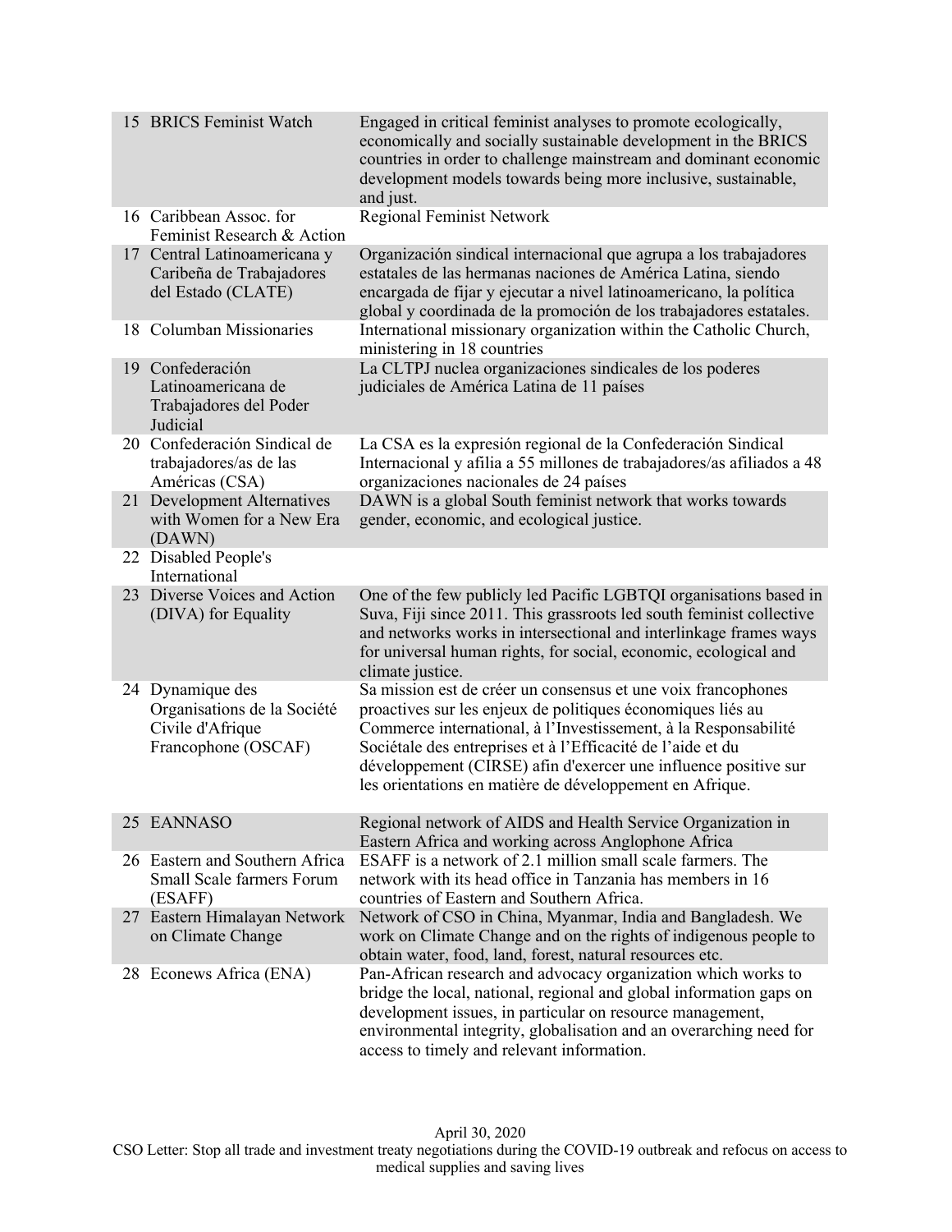| | | |
|---|---|---|
| 15 | BRICS Feminist Watch | Engaged in critical feminist analyses to promote ecologically, economically and socially sustainable development in the BRICS countries in order to challenge mainstream and dominant economic development models towards being more inclusive, sustainable, and just. |
| 16 | Caribbean Assoc. for Feminist Research & Action | Regional Feminist Network |
| 17 | Central Latinoamericana y Caribeña de Trabajadores del Estado (CLATE) | Organización sindical internacional que agrupa a los trabajadores estatales de las hermanas naciones de América Latina, siendo encargada de fijar y ejecutar a nivel latinoamericano, la política global y coordinada de la promoción de los trabajadores estatales. |
| 18 | Columban Missionaries | International missionary organization within the Catholic Church, ministering in 18 countries |
| 19 | Confederación Latinoamericana de Trabajadores del Poder Judicial | La CLTPJ nuclea organizaciones sindicales de los poderes judiciales de América Latina de 11 países |
| 20 | Confederación Sindical de trabajadores/as de las Américas (CSA) | La CSA es la expresión regional de la Confederación Sindical Internacional y afilia a 55 millones de trabajadores/as afiliados a 48 organizaciones nacionales de 24 países |
| 21 | Development Alternatives with Women for a New Era (DAWN) | DAWN is a global South feminist network that works towards gender, economic, and ecological justice. |
| 22 | Disabled People's International | |
| 23 | Diverse Voices and Action (DIVA) for Equality | One of the few publicly led Pacific LGBTQI organisations based in Suva, Fiji since 2011. This grassroots led south feminist collective and networks works in intersectional and interlinkage frames ways for universal human rights, for social, economic, ecological and climate justice. |
| 24 | Dynamique des Organisations de la Société Civile d'Afrique Francophone (OSCAF) | Sa mission est de créer un consensus et une voix francophones proactives sur les enjeux de politiques économiques liés au Commerce international, à l'Investissement, à la Responsabilité Sociétale des entreprises et à l'Efficacité de l'aide et du développement (CIRSE) afin d'exercer une influence positive sur les orientations en matière de développement en Afrique. |
| 25 | EANNASO | Regional network of AIDS and Health Service Organization in Eastern Africa and working across Anglophone Africa |
| 26 | Eastern and Southern Africa Small Scale farmers Forum (ESAFF) | ESAFF is a network of 2.1 million small scale farmers. The network with its head office in Tanzania has members in 16 countries of Eastern and Southern Africa. |
| 27 | Eastern Himalayan Network on Climate Change | Network of CSO in China, Myanmar, India and Bangladesh. We work on Climate Change and on the rights of indigenous people to obtain water, food, land, forest, natural resources etc. |
| 28 | Econews Africa (ENA) | Pan-African research and advocacy organization which works to bridge the local, national, regional and global information gaps on development issues, in particular on resource management, environmental integrity, globalisation and an overarching need for access to timely and relevant information. |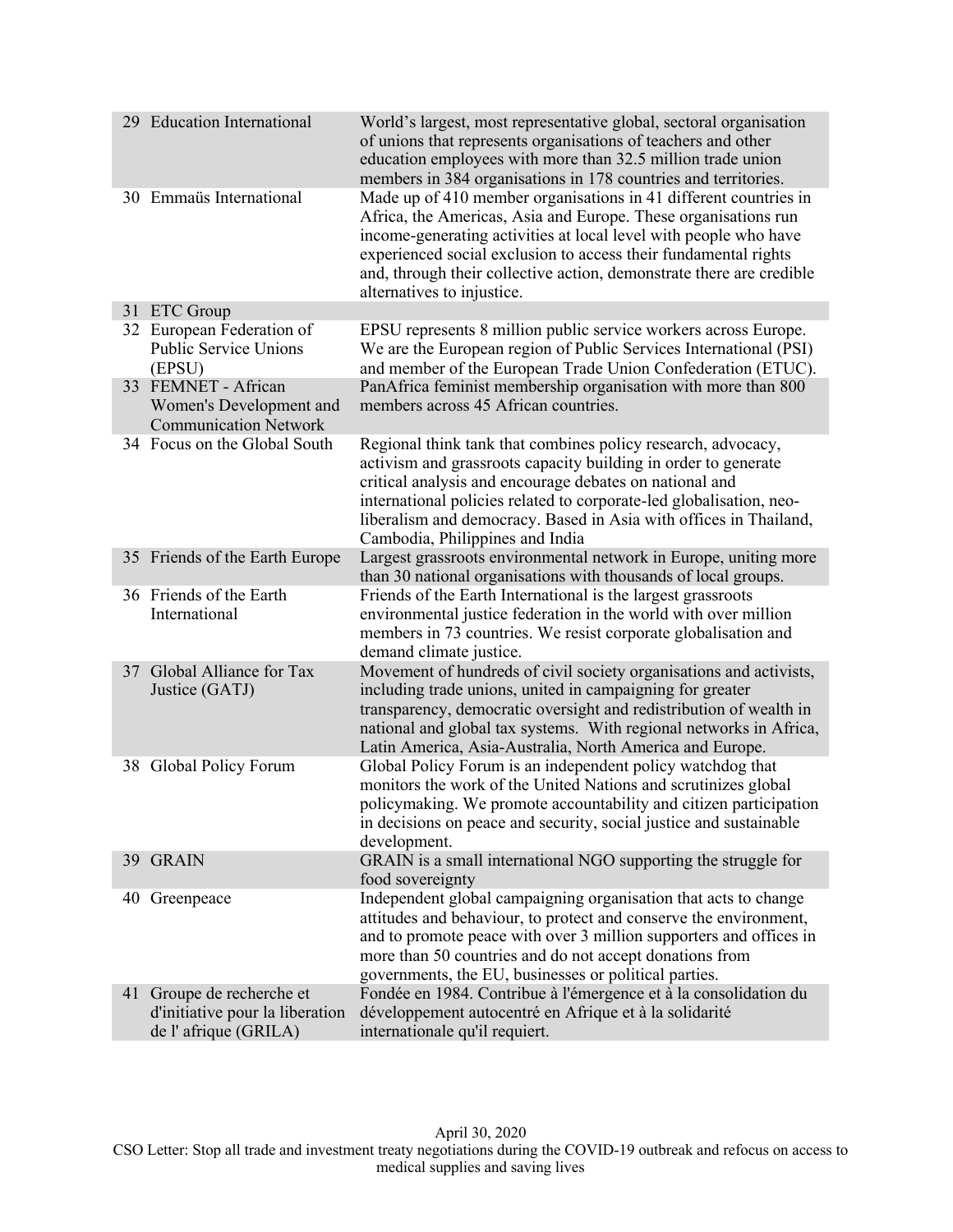| | | |
|---|---|---|
| 29 | Education International | World's largest, most representative global, sectoral organisation of unions that represents organisations of teachers and other education employees with more than 32.5 million trade union members in 384 organisations in 178 countries and territories. |
| 30 | Emmaüs International | Made up of 410 member organisations in 41 different countries in Africa, the Americas, Asia and Europe. These organisations run income-generating activities at local level with people who have experienced social exclusion to access their fundamental rights and, through their collective action, demonstrate there are credible alternatives to injustice. |
| 31 | ETC Group | |
| 32 | European Federation of Public Service Unions (EPSU) | EPSU represents 8 million public service workers across Europe. We are the European region of Public Services International (PSI) and member of the European Trade Union Confederation (ETUC). |
| 33 | FEMNET - African Women's Development and Communication Network | PanAfrica feminist membership organisation with more than 800 members across 45 African countries. |
| 34 | Focus on the Global South | Regional think tank that combines policy research, advocacy, activism and grassroots capacity building in order to generate critical analysis and encourage debates on national and international policies related to corporate-led globalisation, neo-liberalism and democracy. Based in Asia with offices in Thailand, Cambodia, Philippines and India |
| 35 | Friends of the Earth Europe | Largest grassroots environmental network in Europe, uniting more than 30 national organisations with thousands of local groups. |
| 36 | Friends of the Earth International | Friends of the Earth International is the largest grassroots environmental justice federation in the world with over million members in 73 countries. We resist corporate globalisation and demand climate justice. |
| 37 | Global Alliance for Tax Justice (GATJ) | Movement of hundreds of civil society organisations and activists, including trade unions, united in campaigning for greater transparency, democratic oversight and redistribution of wealth in national and global tax systems. With regional networks in Africa, Latin America, Asia-Australia, North America and Europe. |
| 38 | Global Policy Forum | Global Policy Forum is an independent policy watchdog that monitors the work of the United Nations and scrutinizes global policymaking. We promote accountability and citizen participation in decisions on peace and security, social justice and sustainable development. |
| 39 | GRAIN | GRAIN is a small international NGO supporting the struggle for food sovereignty |
| 40 | Greenpeace | Independent global campaigning organisation that acts to change attitudes and behaviour, to protect and conserve the environment, and to promote peace with over 3 million supporters and offices in more than 50 countries and do not accept donations from governments, the EU, businesses or political parties. |
| 41 | Groupe de recherche et d'initiative pour la liberation de l' afrique (GRILA) | Fondée en 1984. Contribue à l'émergence et à la consolidation du développement autocentré en Afrique et à la solidarité internationale qu'il requiert. |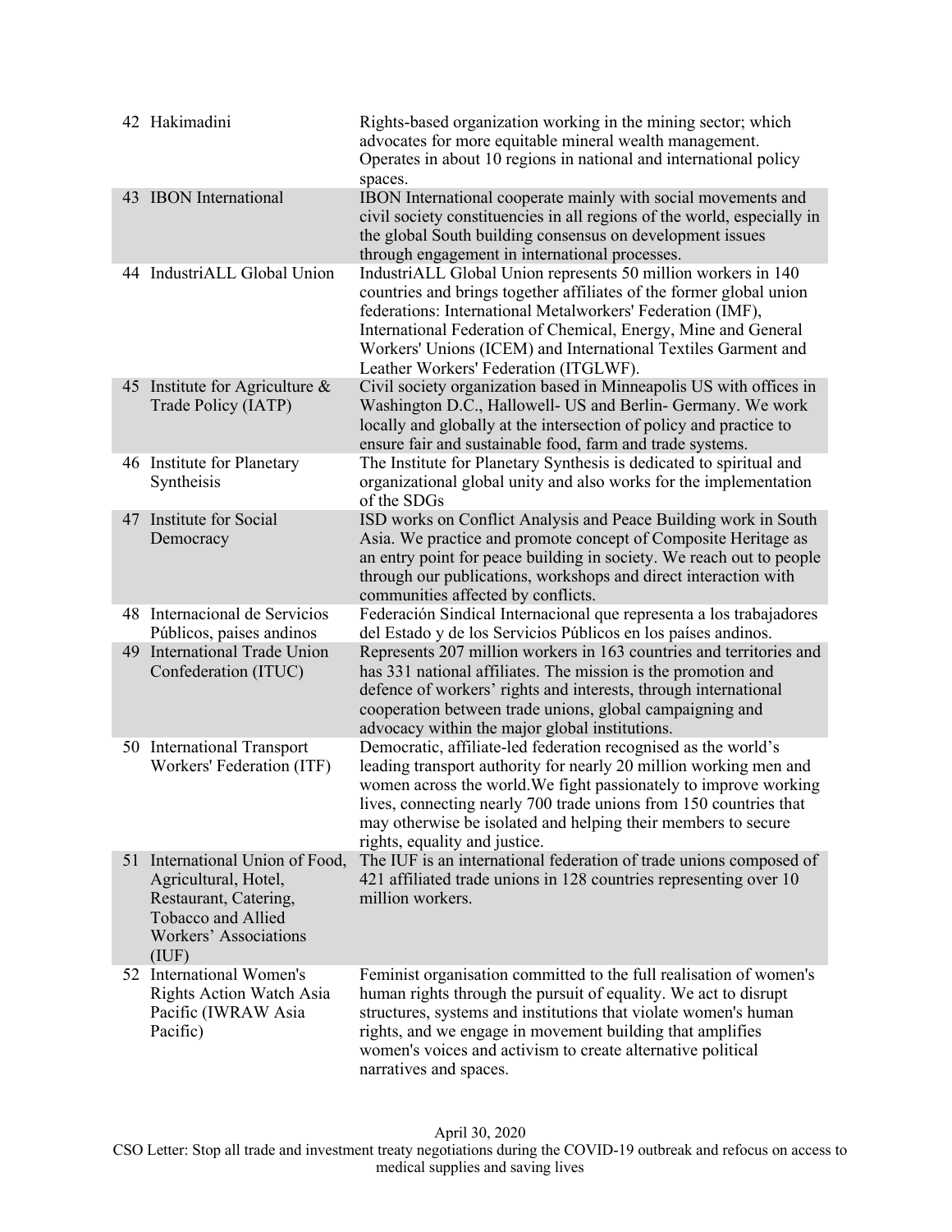| | | |
|---|---|---|
| 42 | Hakimadini | Rights-based organization working in the mining sector; which advocates for more equitable mineral wealth management. Operates in about 10 regions in national and international policy spaces. |
| 43 | IBON International | IBON International cooperate mainly with social movements and civil society constituencies in all regions of the world, especially in the global South building consensus on development issues through engagement in international processes. |
| 44 | IndustriALL Global Union | IndustriALL Global Union represents 50 million workers in 140 countries and brings together affiliates of the former global union federations: International Metalworkers' Federation (IMF), International Federation of Chemical, Energy, Mine and General Workers' Unions (ICEM) and International Textiles Garment and Leather Workers' Federation (ITGLWF). |
| 45 | Institute for Agriculture & Trade Policy (IATP) | Civil society organization based in Minneapolis US with offices in Washington D.C., Hallowell- US and Berlin- Germany. We work locally and globally at the intersection of policy and practice to ensure fair and sustainable food, farm and trade systems. |
| 46 | Institute for Planetary Syntheisis | The Institute for Planetary Synthesis is dedicated to spiritual and organizational global unity and also works for the implementation of the SDGs |
| 47 | Institute for Social Democracy | ISD works on Conflict Analysis and Peace Building work in South Asia. We practice and promote concept of Composite Heritage as an entry point for peace building in society. We reach out to people through our publications, workshops and direct interaction with communities affected by conflicts. |
| 48 | Internacional de Servicios Públicos, paises andinos | Federación Sindical Internacional que representa a los trabajadores del Estado y de los Servicios Públicos en los países andinos. |
| 49 | International Trade Union Confederation (ITUC) | Represents 207 million workers in 163 countries and territories and has 331 national affiliates. The mission is the promotion and defence of workers' rights and interests, through international cooperation between trade unions, global campaigning and advocacy within the major global institutions. |
| 50 | International Transport Workers' Federation (ITF) | Democratic, affiliate-led federation recognised as the world's leading transport authority for nearly 20 million working men and women across the world.We fight passionately to improve working lives, connecting nearly 700 trade unions from 150 countries that may otherwise be isolated and helping their members to secure rights, equality and justice. |
| 51 | International Union of Food, Agricultural, Hotel, Restaurant, Catering, Tobacco and Allied Workers' Associations (IUF) | The IUF is an international federation of trade unions composed of 421 affiliated trade unions in 128 countries representing over 10 million workers. |
| 52 | International Women's Rights Action Watch Asia Pacific (IWRAW Asia Pacific) | Feminist organisation committed to the full realisation of women's human rights through the pursuit of equality. We act to disrupt structures, systems and institutions that violate women's human rights, and we engage in movement building that amplifies women's voices and activism to create alternative political narratives and spaces. |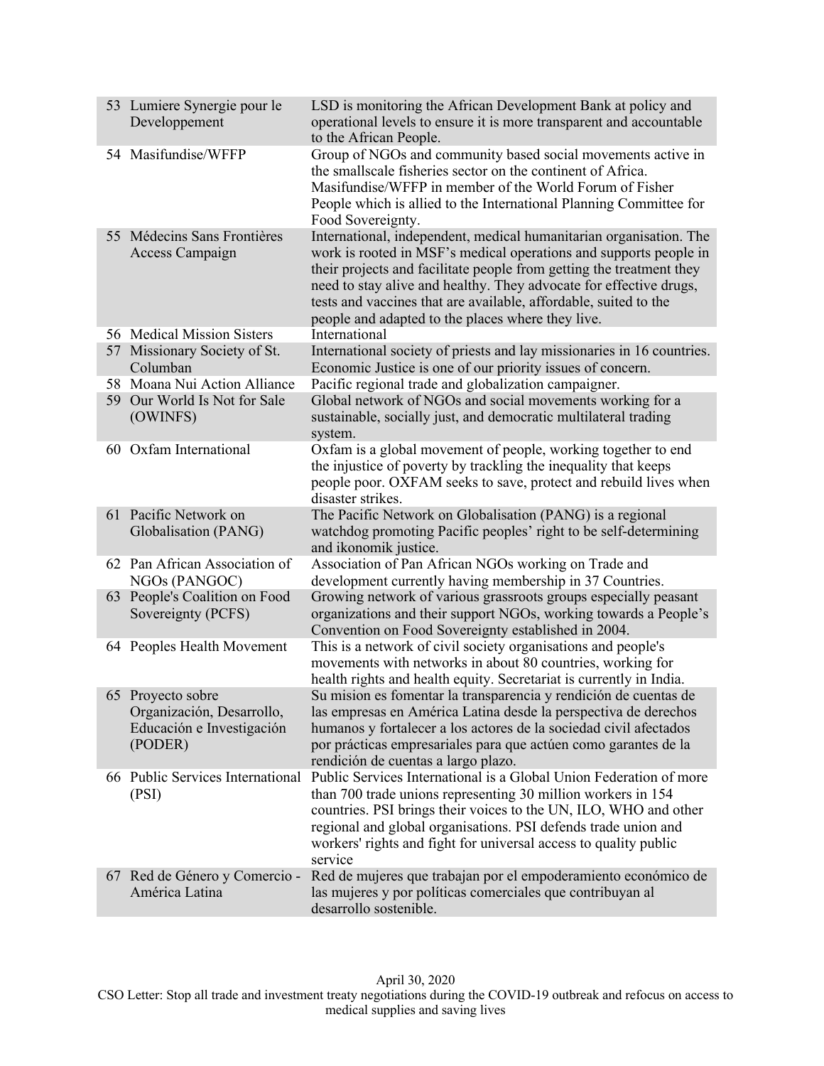| | | |
|---|---|---|
| 53 | Lumiere Synergie pour le Developpement | LSD is monitoring the African Development Bank at policy and operational levels to ensure it is more transparent and accountable to the African People. |
| 54 | Masifundise/WFFP | Group of NGOs and community based social movements active in the smallscale fisheries sector on the continent of Africa. Masifundise/WFFP in member of the World Forum of Fisher People which is allied to the International Planning Committee for Food Sovereignty. |
| 55 | Médecins Sans Frontières Access Campaign | International, independent, medical humanitarian organisation. The work is rooted in MSF's medical operations and supports people in their projects and facilitate people from getting the treatment they need to stay alive and healthy. They advocate for effective drugs, tests and vaccines that are available, affordable, suited to the people and adapted to the places where they live. |
| 56 | Medical Mission Sisters | International |
| 57 | Missionary Society of St. Columban | International society of priests and lay missionaries in 16 countries. Economic Justice is one of our priority issues of concern. |
| 58 | Moana Nui Action Alliance | Pacific regional trade and globalization campaigner. |
| 59 | Our World Is Not for Sale (OWINFS) | Global network of NGOs and social movements working for a sustainable, socially just, and democratic multilateral trading system. |
| 60 | Oxfam International | Oxfam is a global movement of people, working together to end the injustice of poverty by trackling the inequality that keeps people poor. OXFAM seeks to save, protect and rebuild lives when disaster strikes. |
| 61 | Pacific Network on Globalisation (PANG) | The Pacific Network on Globalisation (PANG) is a regional watchdog promoting Pacific peoples' right to be self-determining and ikonomik justice. |
| 62 | Pan African Association of NGOs (PANGOC) | Association of Pan African NGOs working on Trade and development currently having membership in 37 Countries. |
| 63 | People's Coalition on Food Sovereignty (PCFS) | Growing network of various grassroots groups especially peasant organizations and their support NGOs, working towards a People's Convention on Food Sovereignty established in 2004. |
| 64 | Peoples Health Movement | This is a network of civil society organisations and people's movements with networks in about 80 countries, working for health rights and health equity. Secretariat is currently in India. |
| 65 | Proyecto sobre Organización, Desarrollo, Educación e Investigación (PODER) | Su mision es fomentar la transparencia y rendición de cuentas de las empresas en América Latina desde la perspectiva de derechos humanos y fortalecer a los actores de la sociedad civil afectados por prácticas empresariales para que actúen como garantes de la rendición de cuentas a largo plazo. |
| 66 | Public Services International (PSI) | Public Services International is a Global Union Federation of more than 700 trade unions representing 30 million workers in 154 countries. PSI brings their voices to the UN, ILO, WHO and other regional and global organisations. PSI defends trade union and workers' rights and fight for universal access to quality public service |
| 67 | Red de Género y Comercio - América Latina | Red de mujeres que trabajan por el empoderamiento económico de las mujeres y por políticas comerciales que contribuyan al desarrollo sostenible. |

April 30, 2020
CSO Letter: Stop all trade and investment treaty negotiations during the COVID-19 outbreak and refocus on access to medical supplies and saving lives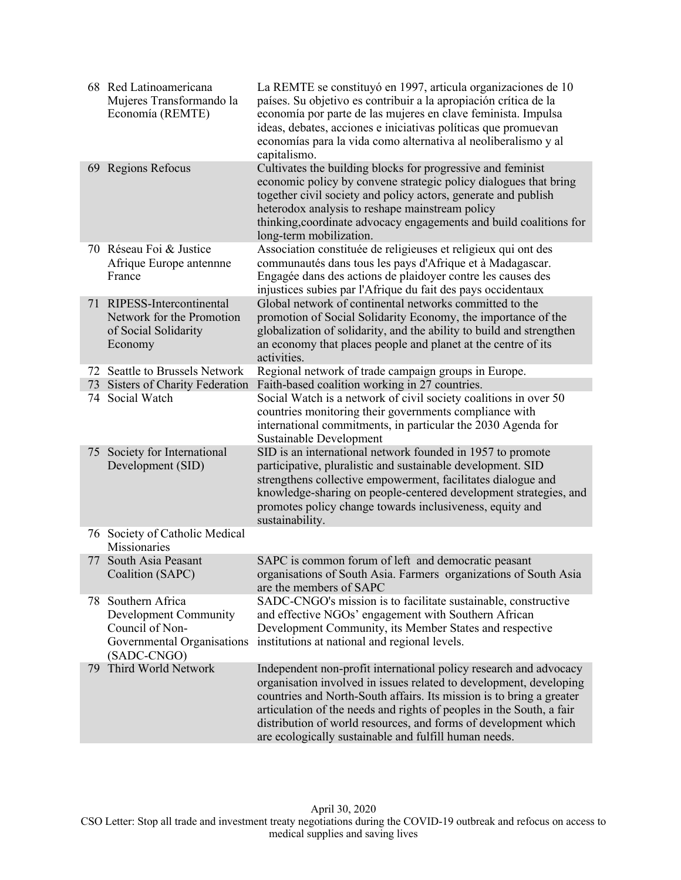| | | |
|---|---|---|
| 68 | Red Latinoamericana Mujeres Transformando la Economía (REMTE) | La REMTE se constituyó en 1997, articula organizaciones de 10 países. Su objetivo es contribuir a la apropiación crítica de la economía por parte de las mujeres en clave feminista. Impulsa ideas, debates, acciones e iniciativas políticas que promuevan economías para la vida como alternativa al neoliberalismo y al capitalismo. |
| 69 | Regions Refocus | Cultivates the building blocks for progressive and feminist economic policy by convene strategic policy dialogues that bring together civil society and policy actors, generate and publish heterodox analysis to reshape mainstream policy thinking,coordinate advocacy engagements and build coalitions for long-term mobilization. |
| 70 | Réseau Foi & Justice Afrique Europe antennne France | Association constituée de religieuses et religieux qui ont des communautés dans tous les pays d'Afrique et à Madagascar. Engagée dans des actions de plaidoyer contre les causes des injustices subies par l'Afrique du fait des pays occidentaux |
| 71 | RIPESS-Intercontinental Network for the Promotion of Social Solidarity Economy | Global network of continental networks committed to the promotion of Social Solidarity Economy, the importance of the globalization of solidarity, and the ability to build and strengthen an economy that places people and planet at the centre of its activities. |
| 72 | Seattle to Brussels Network | Regional network of trade campaign groups in Europe. |
| 73 | Sisters of Charity Federation | Faith-based coalition working in 27 countries. |
| 74 | Social Watch | Social Watch is a network of civil society coalitions in over 50 countries monitoring their governments compliance with international commitments, in particular the 2030 Agenda for Sustainable Development |
| 75 | Society for International Development (SID) | SID is an international network founded in 1957 to promote participative, pluralistic and sustainable development. SID strengthens collective empowerment, facilitates dialogue and knowledge-sharing on people-centered development strategies, and promotes policy change towards inclusiveness, equity and sustainability. |
| 76 | Society of Catholic Medical Missionaries | |
| 77 | South Asia Peasant Coalition (SAPC) | SAPC is common forum of left and democratic peasant organisations of South Asia. Farmers organizations of South Asia are the members of SAPC |
| 78 | Southern Africa Development Community Council of Non-Governmental Organisations (SADC-CNGO) | SADC-CNGO's mission is to facilitate sustainable, constructive and effective NGOs' engagement with Southern African Development Community, its Member States and respective institutions at national and regional levels. |
| 79 | Third World Network | Independent non-profit international policy research and advocacy organisation involved in issues related to development, developing countries and North-South affairs. Its mission is to bring a greater articulation of the needs and rights of peoples in the South, a fair distribution of world resources, and forms of development which are ecologically sustainable and fulfill human needs. |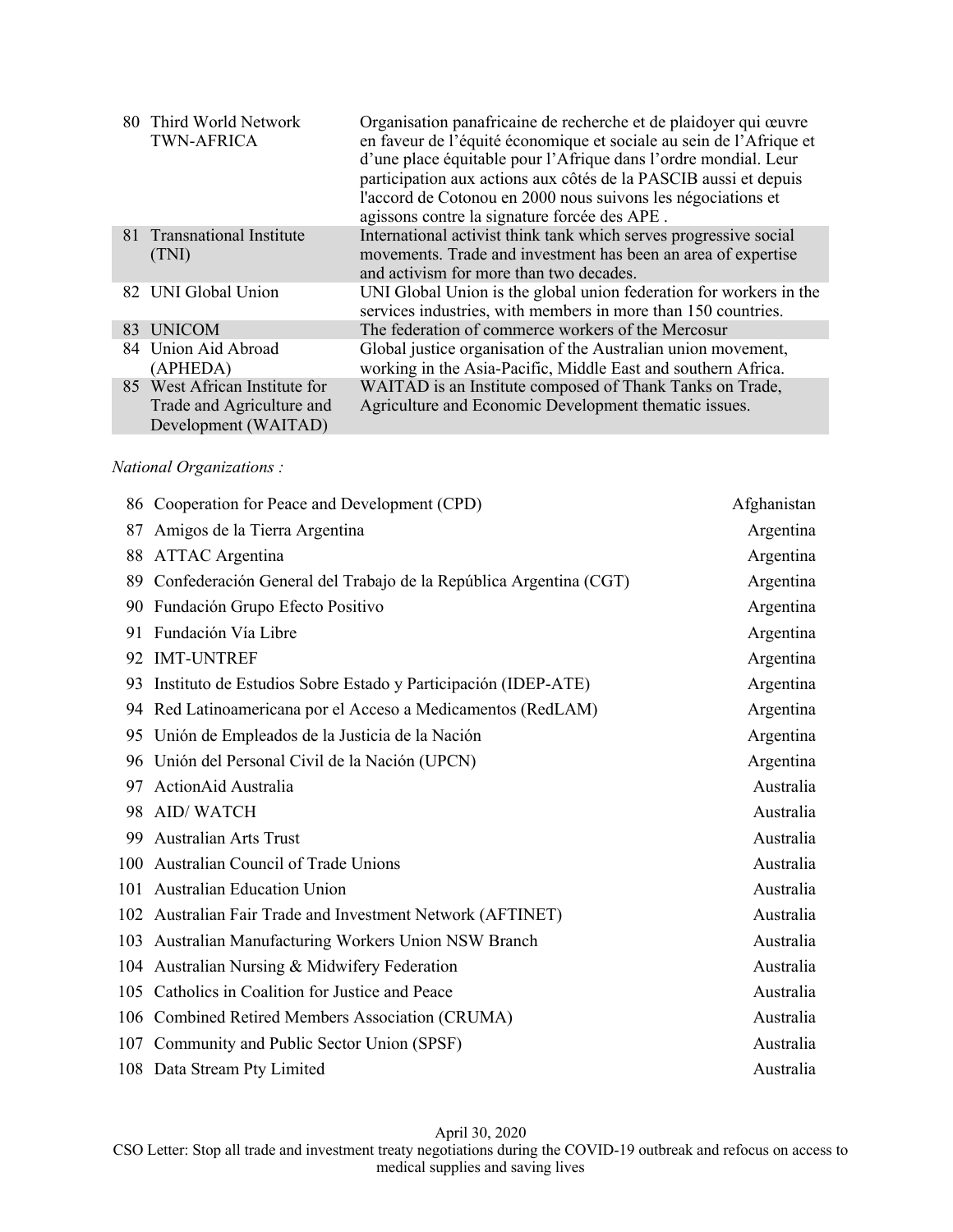| | | |
|---|---|---|
| 80 | Third World Network TWN-AFRICA | Organisation panafricaine de recherche et de plaidoyer qui œuvre en faveur de l'équité économique et sociale au sein de l'Afrique et d'une place équitable pour l'Afrique dans l'ordre mondial. Leur participation aux actions aux côtés de la PASCIB aussi et depuis l'accord de Cotonou en 2000 nous suivons les négociations et agissons contre la signature forcée des APE . |
| 81 | Transnational Institute (TNI) | International activist think tank which serves progressive social movements. Trade and investment has been an area of expertise and activism for more than two decades. |
| 82 | UNI Global Union | UNI Global Union is the global union federation for workers in the services industries, with members in more than 150 countries. |
| 83 | UNICOM | The federation of commerce workers of the Mercosur |
| 84 | Union Aid Abroad (APHEDA) | Global justice organisation of the Australian union movement, working in the Asia-Pacific, Middle East and southern Africa. |
| 85 | West African Institute for Trade and Agriculture and Development (WAITAD) | WAITAD is an Institute composed of Thank Tanks on Trade, Agriculture and Economic Development thematic issues. |

*National Organizations :*

| | | |
|---|---|---|
| 86 | Cooperation for Peace and Development (CPD) | Afghanistan |
| 87 | Amigos de la Tierra Argentina | Argentina |
| 88 | ATTAC Argentina | Argentina |
| 89 | Confederación General del Trabajo de la República Argentina (CGT) | Argentina |
| 90 | Fundación Grupo Efecto Positivo | Argentina |
| 91 | Fundación Vía Libre | Argentina |
| 92 | IMT-UNTREF | Argentina |
| 93 | Instituto de Estudios Sobre Estado y Participación (IDEP-ATE) | Argentina |
| 94 | Red Latinoamericana por el Acceso a Medicamentos (RedLAM) | Argentina |
| 95 | Unión de Empleados de la Justicia de la Nación | Argentina |
| 96 | Unión del Personal Civil de la Nación (UPCN) | Argentina |
| 97 | ActionAid Australia | Australia |
| 98 | AID/ WATCH | Australia |
| 99 | Australian Arts Trust | Australia |
| 100 | Australian Council of Trade Unions | Australia |
| 101 | Australian Education Union | Australia |
| 102 | Australian Fair Trade and Investment Network (AFTINET) | Australia |
| 103 | Australian Manufacturing Workers Union NSW Branch | Australia |
| 104 | Australian Nursing & Midwifery Federation | Australia |
| 105 | Catholics in Coalition for Justice and Peace | Australia |
| 106 | Combined Retired Members Association (CRUMA) | Australia |
| 107 | Community and Public Sector Union (SPSF) | Australia |
| 108 | Data Stream Pty Limited | Australia |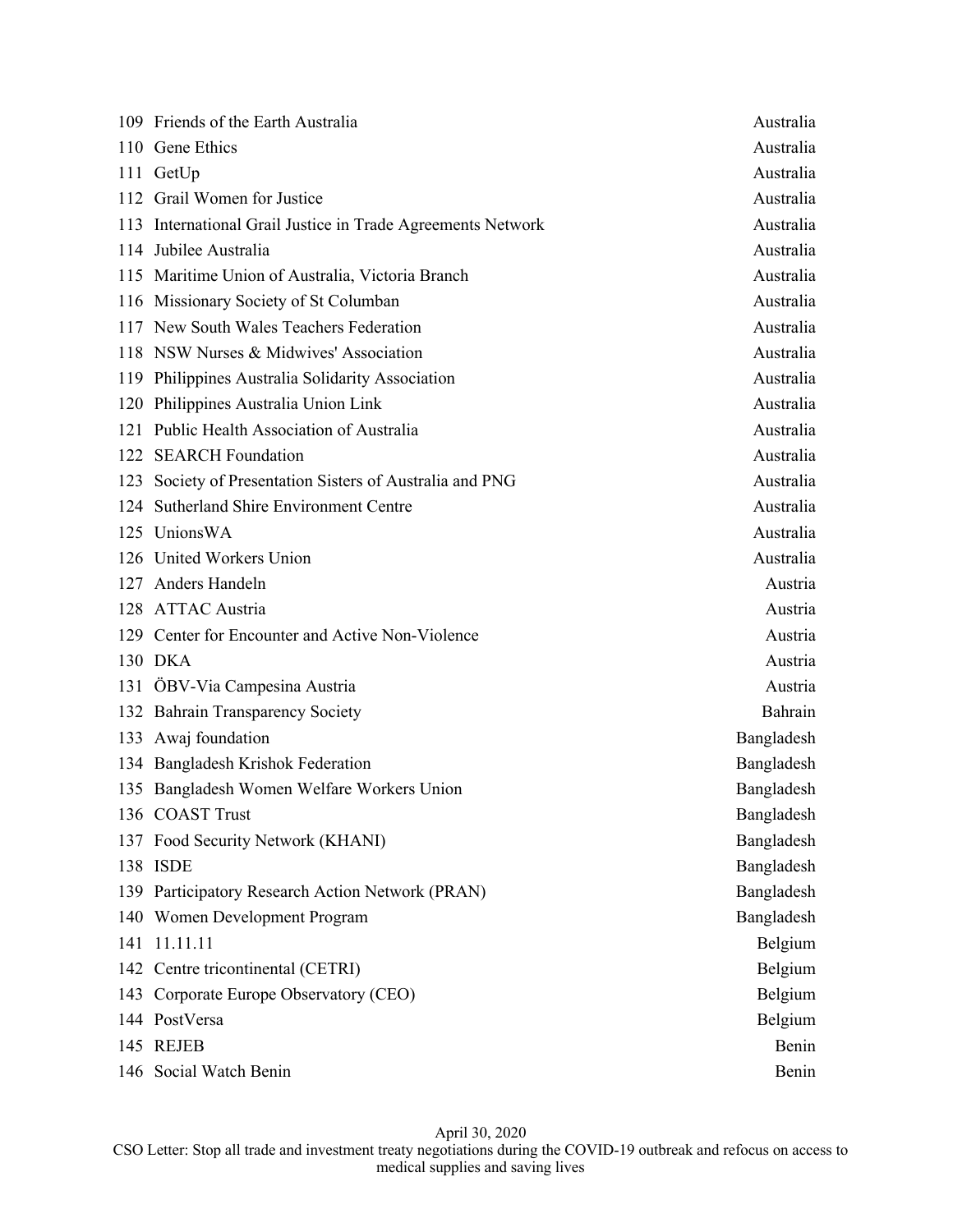| | | |
|---|---|---|
| 109 | Friends of the Earth Australia | Australia |
| 110 | Gene Ethics | Australia |
| 111 | GetUp | Australia |
| 112 | Grail Women for Justice | Australia |
| 113 | International Grail Justice in Trade Agreements Network | Australia |
| 114 | Jubilee Australia | Australia |
| 115 | Maritime Union of Australia, Victoria Branch | Australia |
| 116 | Missionary Society of St Columban | Australia |
| 117 | New South Wales Teachers Federation | Australia |
| 118 | NSW Nurses & Midwives' Association | Australia |
| 119 | Philippines Australia Solidarity Association | Australia |
| 120 | Philippines Australia Union Link | Australia |
| 121 | Public Health Association of Australia | Australia |
| 122 | SEARCH Foundation | Australia |
| 123 | Society of Presentation Sisters of Australia and PNG | Australia |
| 124 | Sutherland Shire Environment Centre | Australia |
| 125 | UnionsWA | Australia |
| 126 | United Workers Union | Australia |
| 127 | Anders Handeln | Austria |
| 128 | ATTAC Austria | Austria |
| 129 | Center for Encounter and Active Non-Violence | Austria |
| 130 | DKA | Austria |
| 131 | ÖBV-Via Campesina Austria | Austria |
| 132 | Bahrain Transparency Society | Bahrain |
| 133 | Awaj foundation | Bangladesh |
| 134 | Bangladesh Krishok Federation | Bangladesh |
| 135 | Bangladesh Women Welfare Workers Union | Bangladesh |
| 136 | COAST Trust | Bangladesh |
| 137 | Food Security Network (KHANI) | Bangladesh |
| 138 | ISDE | Bangladesh |
| 139 | Participatory Research Action Network (PRAN) | Bangladesh |
| 140 | Women Development Program | Bangladesh |
| 141 | 11.11.11 | Belgium |
| 142 | Centre tricontinental (CETRI) | Belgium |
| 143 | Corporate Europe Observatory (CEO) | Belgium |
| 144 | PostVersa | Belgium |
| 145 | REJEB | Benin |
| 146 | Social Watch Benin | Benin |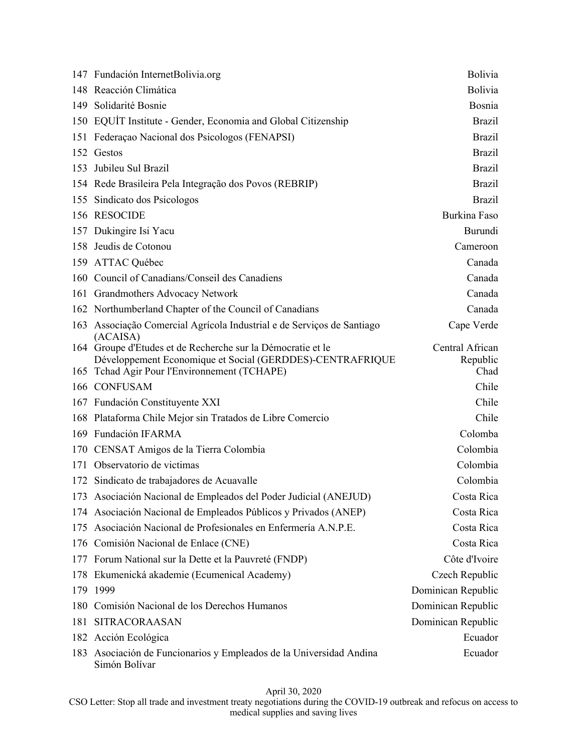| | | |
|---|---|---|
| 147 | Fundación InternetBolivia.org | Bolivia |
| 148 | Reacción Climática | Bolivia |
| 149 | Solidarité Bosnie | Bosnia |
| 150 | EQUİT Institute - Gender, Economia and Global Citizenship | Brazil |
| 151 | Federaçao Nacional dos Psicologos (FENAPSI) | Brazil |
| 152 | Gestos | Brazil |
| 153 | Jubileu Sul Brazil | Brazil |
| 154 | Rede Brasileira Pela Integração dos Povos (REBRIP) | Brazil |
| 155 | Sindicato dos Psicologos | Brazil |
| 156 | RESOCIDE | Burkina Faso |
| 157 | Dukingire Isi Yacu | Burundi |
| 158 | Jeudis de Cotonou | Cameroon |
| 159 | ATTAC Québec | Canada |
| 160 | Council of Canadians/Conseil des Canadiens | Canada |
| 161 | Grandmothers Advocacy Network | Canada |
| 162 | Northumberland Chapter of the Council of Canadians | Canada |
| 163 | Associação Comercial Agrícola Industrial e de Serviços de Santiago (ACAISA) | Cape Verde |
| 164 | Groupe d'Etudes et de Recherche sur la Démocratie et le Développement Economique et Social (GERDDES)-CENTRAFRIQUE | Central African Republic |
| 165 | Tchad Agir Pour l'Environnement (TCHAPE) | Chad |
| 166 | CONFUSAM | Chile |
| 167 | Fundación Constituyente XXI | Chile |
| 168 | Plataforma Chile Mejor sin Tratados de Libre Comercio | Chile |
| 169 | Fundación IFARMA | Colomba |
| 170 | CENSAT Amigos de la Tierra Colombia | Colombia |
| 171 | Observatorio de victimas | Colombia |
| 172 | Sindicato de trabajadores de Acuavalle | Colombia |
| 173 | Asociación Nacional de Empleados del Poder Judicial (ANEJUD) | Costa Rica |
| 174 | Asociación Nacional de Empleados Públicos y Privados (ANEP) | Costa Rica |
| 175 | Asociación Nacional de Profesionales en Enfermería A.N.P.E. | Costa Rica |
| 176 | Comisión Nacional de Enlace (CNE) | Costa Rica |
| 177 | Forum National sur la Dette et la Pauvreté (FNDP) | Côte d'Ivoire |
| 178 | Ekumenická akademie (Ecumenical Academy) | Czech Republic |
| 179 | 1999 | Dominican Republic |
| 180 | Comisión Nacional de los Derechos Humanos | Dominican Republic |
| 181 | SITRACORAASAN | Dominican Republic |
| 182 | Acción Ecológica | Ecuador |
| 183 | Asociación de Funcionarios y Empleados de la Universidad Andina Simón Bolívar | Ecuador |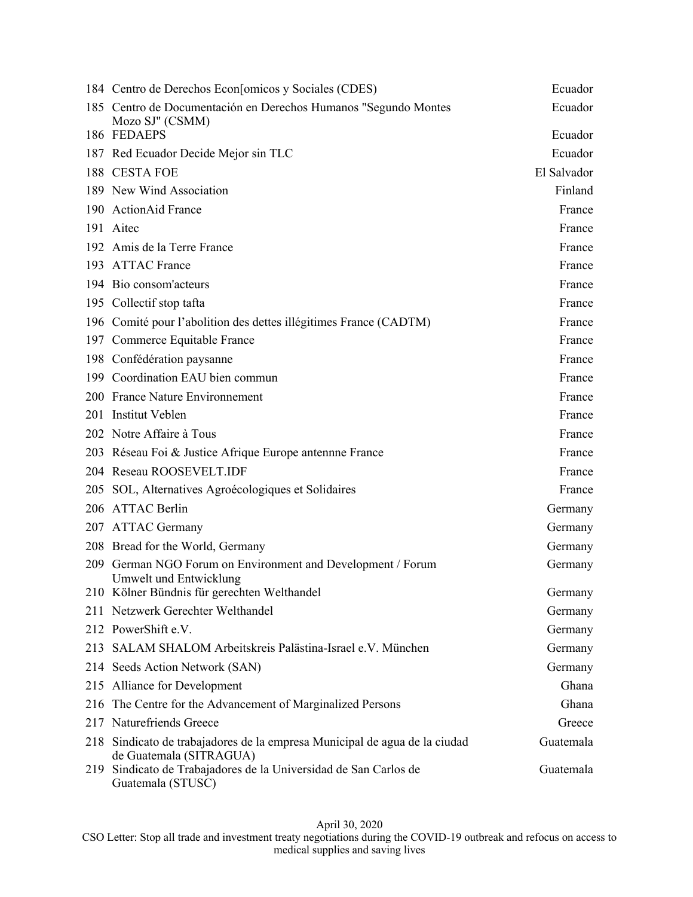| | | |
|---|---|---|
| 184 | Centro de Derechos Econ[omicos y Sociales (CDES) | Ecuador |
| 185 | Centro de Documentación en Derechos Humanos "Segundo Montes Mozo SJ" (CSMM) | Ecuador |
| 186 | FEDAEPS | Ecuador |
| 187 | Red Ecuador Decide Mejor sin TLC | Ecuador |
| 188 | CESTA FOE | El Salvador |
| 189 | New Wind Association | Finland |
| 190 | ActionAid France | France |
| 191 | Aitec | France |
| 192 | Amis de la Terre France | France |
| 193 | ATTAC France | France |
| 194 | Bio consom'acteurs | France |
| 195 | Collectif stop tafta | France |
| 196 | Comité pour l'abolition des dettes illégitimes France (CADTM) | France |
| 197 | Commerce Equitable France | France |
| 198 | Confédération paysanne | France |
| 199 | Coordination EAU bien commun | France |
| 200 | France Nature Environnement | France |
| 201 | Institut Veblen | France |
| 202 | Notre Affaire à Tous | France |
| 203 | Réseau Foi & Justice Afrique Europe antennne France | France |
| 204 | Reseau ROOSEVELT.IDF | France |
| 205 | SOL, Alternatives Agroécologiques et Solidaires | France |
| 206 | ATTAC Berlin | Germany |
| 207 | ATTAC Germany | Germany |
| 208 | Bread for the World, Germany | Germany |
| 209 | German NGO Forum on Environment and Development / Forum Umwelt und Entwicklung | Germany |
| 210 | Kölner Bündnis für gerechten Welthandel | Germany |
| 211 | Netzwerk Gerechter Welthandel | Germany |
| 212 | PowerShift e.V. | Germany |
| 213 | SALAM SHALOM Arbeitskreis Palästina-Israel e.V. München | Germany |
| 214 | Seeds Action Network (SAN) | Germany |
| 215 | Alliance for Development | Ghana |
| 216 | The Centre for the Advancement of Marginalized Persons | Ghana |
| 217 | Naturefriends Greece | Greece |
| 218 | Sindicato de trabajadores de la empresa Municipal de agua de la ciudad de Guatemala (SITRAGUA) | Guatemala |
| 219 | Sindicato de Trabajadores de la Universidad de San Carlos de Guatemala (STUSC) | Guatemala |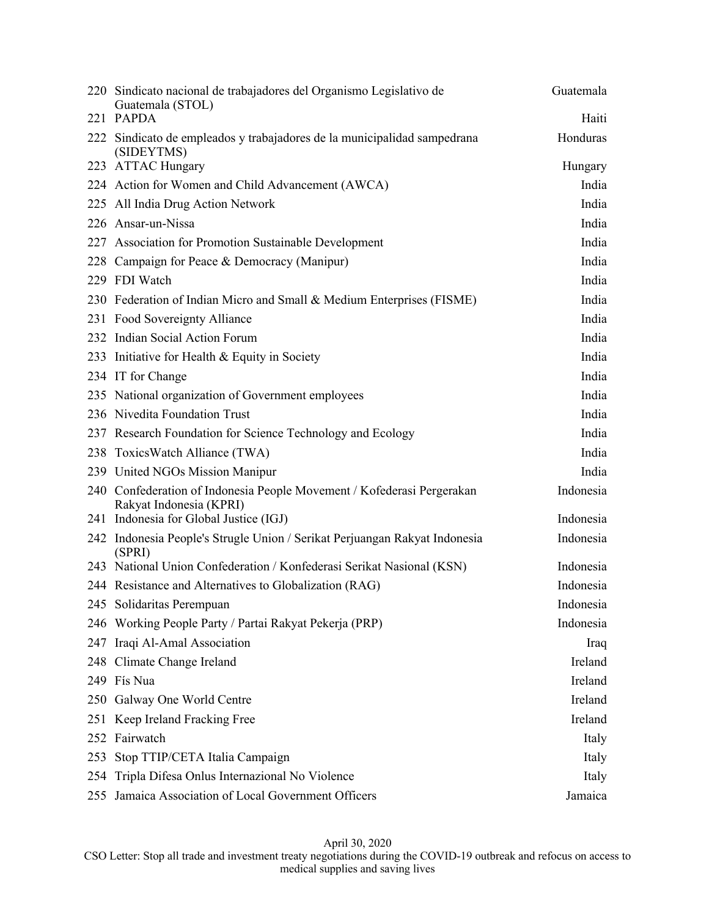| | | |
|---|---|---|
| 220 | Sindicato nacional de trabajadores del Organismo Legislativo de Guatemala (STOL) | Guatemala |
| 221 | PAPDA | Haiti |
| 222 | Sindicato de empleados y trabajadores de la municipalidad sampedrana (SIDEYTMS) | Honduras |
| 223 | ATTAC Hungary | Hungary |
| 224 | Action for Women and Child Advancement (AWCA) | India |
| 225 | All India Drug Action Network | India |
| 226 | Ansar-un-Nissa | India |
| 227 | Association for Promotion Sustainable Development | India |
| 228 | Campaign for Peace & Democracy (Manipur) | India |
| 229 | FDI Watch | India |
| 230 | Federation of Indian Micro and Small & Medium Enterprises (FISME) | India |
| 231 | Food Sovereignty Alliance | India |
| 232 | Indian Social Action Forum | India |
| 233 | Initiative for Health & Equity in Society | India |
| 234 | IT for Change | India |
| 235 | National organization of Government employees | India |
| 236 | Nivedita Foundation Trust | India |
| 237 | Research Foundation for Science Technology and Ecology | India |
| 238 | ToxicsWatch Alliance (TWA) | India |
| 239 | United NGOs Mission Manipur | India |
| 240 | Confederation of Indonesia People Movement / Kofederasi Pergerakan Rakyat Indonesia (KPRI) | Indonesia |
| 241 | Indonesia for Global Justice (IGJ) | Indonesia |
| 242 | Indonesia People's Strugle Union / Serikat Perjuangan Rakyat Indonesia (SPRI) | Indonesia |
| 243 | National Union Confederation / Konfederasi Serikat Nasional (KSN) | Indonesia |
| 244 | Resistance and Alternatives to Globalization (RAG) | Indonesia |
| 245 | Solidaritas Perempuan | Indonesia |
| 246 | Working People Party / Partai Rakyat Pekerja (PRP) | Indonesia |
| 247 | Iraqi Al-Amal Association | Iraq |
| 248 | Climate Change Ireland | Ireland |
| 249 | Fís Nua | Ireland |
| 250 | Galway One World Centre | Ireland |
| 251 | Keep Ireland Fracking Free | Ireland |
| 252 | Fairwatch | Italy |
| 253 | Stop TTIP/CETA Italia Campaign | Italy |
| 254 | Tripla Difesa Onlus Internazional No Violence | Italy |
| 255 | Jamaica Association of Local Government Officers | Jamaica |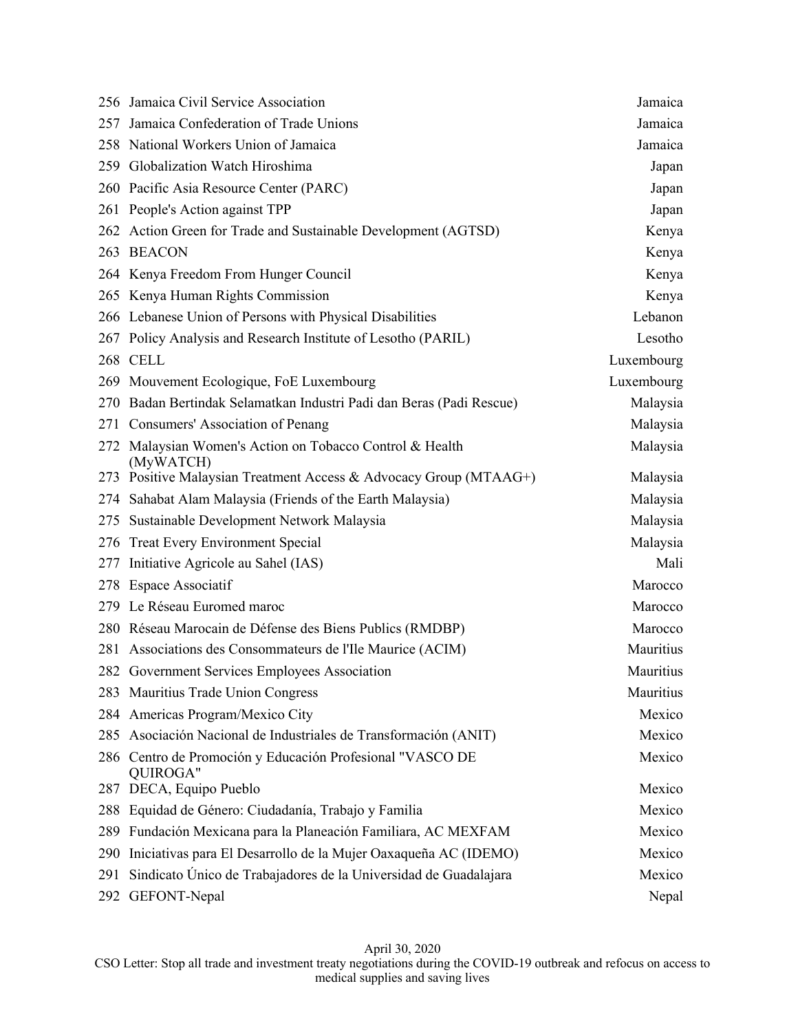| | | |
|---|---|---|
| 256 | Jamaica Civil Service Association | Jamaica |
| 257 | Jamaica Confederation of Trade Unions | Jamaica |
| 258 | National Workers Union of Jamaica | Jamaica |
| 259 | Globalization Watch Hiroshima | Japan |
| 260 | Pacific Asia Resource Center (PARC) | Japan |
| 261 | People's Action against TPP | Japan |
| 262 | Action Green for Trade and Sustainable Development (AGTSD) | Kenya |
| 263 | BEACON | Kenya |
| 264 | Kenya Freedom From Hunger Council | Kenya |
| 265 | Kenya Human Rights Commission | Kenya |
| 266 | Lebanese Union of Persons with Physical Disabilities | Lebanon |
| 267 | Policy Analysis and Research Institute of Lesotho (PARIL) | Lesotho |
| 268 | CELL | Luxembourg |
| 269 | Mouvement Ecologique, FoE Luxembourg | Luxembourg |
| 270 | Badan Bertindak Selamatkan Industri Padi dan Beras (Padi Rescue) | Malaysia |
| 271 | Consumers' Association of Penang | Malaysia |
| 272 | Malaysian Women's Action on Tobacco Control & Health (MyWATCH) | Malaysia |
| 273 | Positive Malaysian Treatment Access & Advocacy Group (MTAAG+) | Malaysia |
| 274 | Sahabat Alam Malaysia (Friends of the Earth Malaysia) | Malaysia |
| 275 | Sustainable Development Network Malaysia | Malaysia |
| 276 | Treat Every Environment Special | Malaysia |
| 277 | Initiative Agricole au Sahel (IAS) | Mali |
| 278 | Espace Associatif | Marocco |
| 279 | Le Réseau Euromed maroc | Marocco |
| 280 | Réseau Marocain de Défense des Biens Publics (RMDBP) | Marocco |
| 281 | Associations des Consommateurs de l'Ile Maurice (ACIM) | Mauritius |
| 282 | Government Services Employees Association | Mauritius |
| 283 | Mauritius Trade Union Congress | Mauritius |
| 284 | Americas Program/Mexico City | Mexico |
| 285 | Asociación Nacional de Industriales de Transformación (ANIT) | Mexico |
| 286 | Centro de Promoción y Educación Profesional "VASCO DE QUIROGA" | Mexico |
| 287 | DECA, Equipo Pueblo | Mexico |
| 288 | Equidad de Género: Ciudadanía, Trabajo y Familia | Mexico |
| 289 | Fundación Mexicana para la Planeación Familiara, AC MEXFAM | Mexico |
| 290 | Iniciativas para El Desarrollo de la Mujer Oaxaqueña AC (IDEMO) | Mexico |
| 291 | Sindicato Único de Trabajadores de la Universidad de Guadalajara | Mexico |
| 292 | GEFONT-Nepal | Nepal |

April 30, 2020
CSO Letter: Stop all trade and investment treaty negotiations during the COVID-19 outbreak and refocus on access to medical supplies and saving lives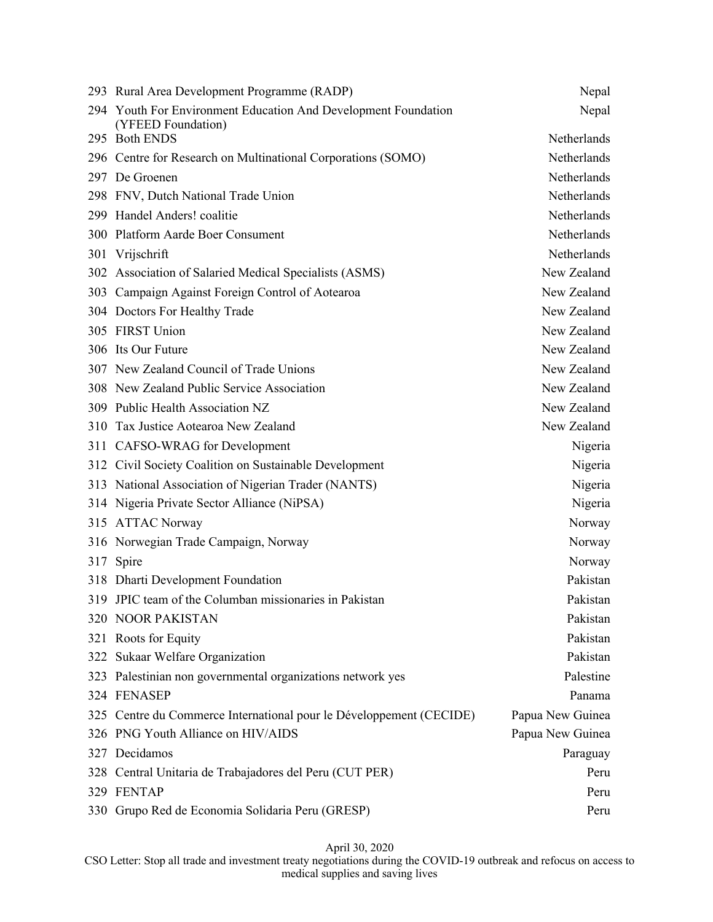| | | |
|---|---|---|
| 293 | Rural Area Development Programme (RADP) | Nepal |
| 294 | Youth For Environment Education And Development Foundation (YFEED Foundation) | Nepal |
| 295 | Both ENDS | Netherlands |
| 296 | Centre for Research on Multinational Corporations (SOMO) | Netherlands |
| 297 | De Groenen | Netherlands |
| 298 | FNV, Dutch National Trade Union | Netherlands |
| 299 | Handel Anders! coalitie | Netherlands |
| 300 | Platform Aarde Boer Consument | Netherlands |
| 301 | Vrijschrift | Netherlands |
| 302 | Association of Salaried Medical Specialists (ASMS) | New Zealand |
| 303 | Campaign Against Foreign Control of Aotearoa | New Zealand |
| 304 | Doctors For Healthy Trade | New Zealand |
| 305 | FIRST Union | New Zealand |
| 306 | Its Our Future | New Zealand |
| 307 | New Zealand Council of Trade Unions | New Zealand |
| 308 | New Zealand Public Service Association | New Zealand |
| 309 | Public Health Association NZ | New Zealand |
| 310 | Tax Justice Aotearoa New Zealand | New Zealand |
| 311 | CAFSO-WRAG for Development | Nigeria |
| 312 | Civil Society Coalition on Sustainable Development | Nigeria |
| 313 | National Association of Nigerian Trader (NANTS) | Nigeria |
| 314 | Nigeria Private Sector Alliance (NiPSA) | Nigeria |
| 315 | ATTAC Norway | Norway |
| 316 | Norwegian Trade Campaign, Norway | Norway |
| 317 | Spire | Norway |
| 318 | Dharti Development Foundation | Pakistan |
| 319 | JPIC team of the Columban missionaries in Pakistan | Pakistan |
| 320 | NOOR PAKISTAN | Pakistan |
| 321 | Roots for Equity | Pakistan |
| 322 | Sukaar Welfare Organization | Pakistan |
| 323 | Palestinian non governmental organizations network yes | Palestine |
| 324 | FENASEP | Panama |
| 325 | Centre du Commerce International pour le Développement (CECIDE) | Papua New Guinea |
| 326 | PNG Youth Alliance on HIV/AIDS | Papua New Guinea |
| 327 | Decidamos | Paraguay |
| 328 | Central Unitaria de Trabajadores del Peru (CUT PER) | Peru |
| 329 | FENTAP | Peru |
| 330 | Grupo Red de Economia Solidaria Peru (GRESP) | Peru |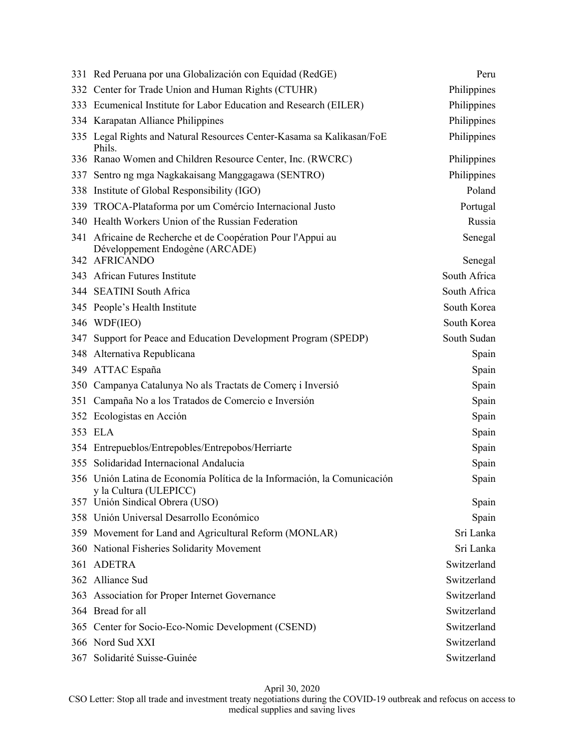| | | |
|---|---|---|
| 331 | Red Peruana por una Globalización con Equidad (RedGE) | Peru |
| 332 | Center for Trade Union and Human Rights (CTUHR) | Philippines |
| 333 | Ecumenical Institute for Labor Education and Research (EILER) | Philippines |
| 334 | Karapatan Alliance Philippines | Philippines |
| 335 | Legal Rights and Natural Resources Center-Kasama sa Kalikasan/FoE Phils. | Philippines |
| 336 | Ranao Women and Children Resource Center, Inc. (RWCRC) | Philippines |
| 337 | Sentro ng mga Nagkakaisang Manggagawa (SENTRO) | Philippines |
| 338 | Institute of Global Responsibility (IGO) | Poland |
| 339 | TROCA-Plataforma por um Comércio Internacional Justo | Portugal |
| 340 | Health Workers Union of the Russian Federation | Russia |
| 341 | Africaine de Recherche et de Coopération Pour l'Appui au Développement Endogène (ARCADE) | Senegal |
| 342 | AFRICANDO | Senegal |
| 343 | African Futures Institute | South Africa |
| 344 | SEATINI South Africa | South Africa |
| 345 | People's Health Institute | South Korea |
| 346 | WDF(IEO) | South Korea |
| 347 | Support for Peace and Education Development Program (SPEDP) | South Sudan |
| 348 | Alternativa Republicana | Spain |
| 349 | ATTAC España | Spain |
| 350 | Campanya Catalunya No als Tractats de Comerç i Inversió | Spain |
| 351 | Campaña No a los Tratados de Comercio e Inversión | Spain |
| 352 | Ecologistas en Acción | Spain |
| 353 | ELA | Spain |
| 354 | Entrepueblos/Entrepobles/Entrepobos/Herriarte | Spain |
| 355 | Solidaridad Internacional Andalucia | Spain |
| 356 | Unión Latina de Economía Política de la Información, la Comunicación y la Cultura (ULEPICC) | Spain |
| 357 | Unión Sindical Obrera (USO) | Spain |
| 358 | Unión Universal Desarrollo Económico | Spain |
| 359 | Movement for Land and Agricultural Reform (MONLAR) | Sri Lanka |
| 360 | National Fisheries Solidarity Movement | Sri Lanka |
| 361 | ADETRA | Switzerland |
| 362 | Alliance Sud | Switzerland |
| 363 | Association for Proper Internet Governance | Switzerland |
| 364 | Bread for all | Switzerland |
| 365 | Center for Socio-Eco-Nomic Development (CSEND) | Switzerland |
| 366 | Nord Sud XXI | Switzerland |
| 367 | Solidarité Suisse-Guinée | Switzerland |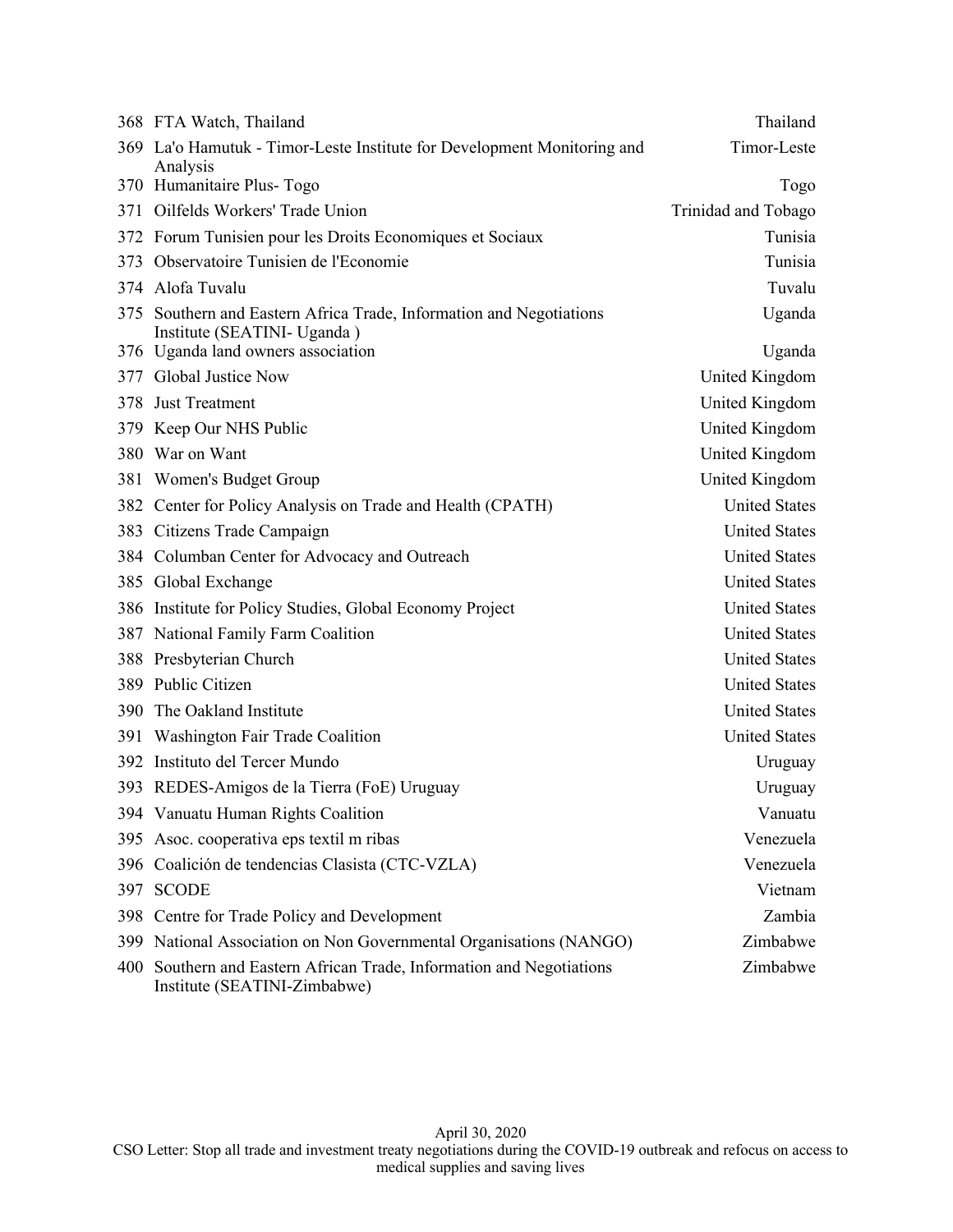| | | |
|---|---|---|
| 368 | FTA Watch, Thailand | Thailand |
| 369 | La'o Hamutuk - Timor-Leste Institute for Development Monitoring and Analysis | Timor-Leste |
| 370 | Humanitaire Plus- Togo | Togo |
| 371 | Oilfelds Workers' Trade Union | Trinidad and Tobago |
| 372 | Forum Tunisien pour les Droits Economiques et Sociaux | Tunisia |
| 373 | Observatoire Tunisien de l'Economie | Tunisia |
| 374 | Alofa Tuvalu | Tuvalu |
| 375 | Southern and Eastern Africa Trade, Information and Negotiations Institute (SEATINI- Uganda ) | Uganda |
| 376 | Uganda land owners association | Uganda |
| 377 | Global Justice Now | United Kingdom |
| 378 | Just Treatment | United Kingdom |
| 379 | Keep Our NHS Public | United Kingdom |
| 380 | War on Want | United Kingdom |
| 381 | Women's Budget Group | United Kingdom |
| 382 | Center for Policy Analysis on Trade and Health (CPATH) | United States |
| 383 | Citizens Trade Campaign | United States |
| 384 | Columban Center for Advocacy and Outreach | United States |
| 385 | Global Exchange | United States |
| 386 | Institute for Policy Studies, Global Economy Project | United States |
| 387 | National Family Farm Coalition | United States |
| 388 | Presbyterian Church | United States |
| 389 | Public Citizen | United States |
| 390 | The Oakland Institute | United States |
| 391 | Washington Fair Trade Coalition | United States |
| 392 | Instituto del Tercer Mundo | Uruguay |
| 393 | REDES-Amigos de la Tierra (FoE) Uruguay | Uruguay |
| 394 | Vanuatu Human Rights Coalition | Vanuatu |
| 395 | Asoc. cooperativa eps textil m ribas | Venezuela |
| 396 | Coalición de tendencias Clasista (CTC-VZLA) | Venezuela |
| 397 | SCODE | Vietnam |
| 398 | Centre for Trade Policy and Development | Zambia |
| 399 | National Association on Non Governmental Organisations (NANGO) | Zimbabwe |
| 400 | Southern and Eastern African Trade, Information and Negotiations Institute (SEATINI-Zimbabwe) | Zimbabwe |